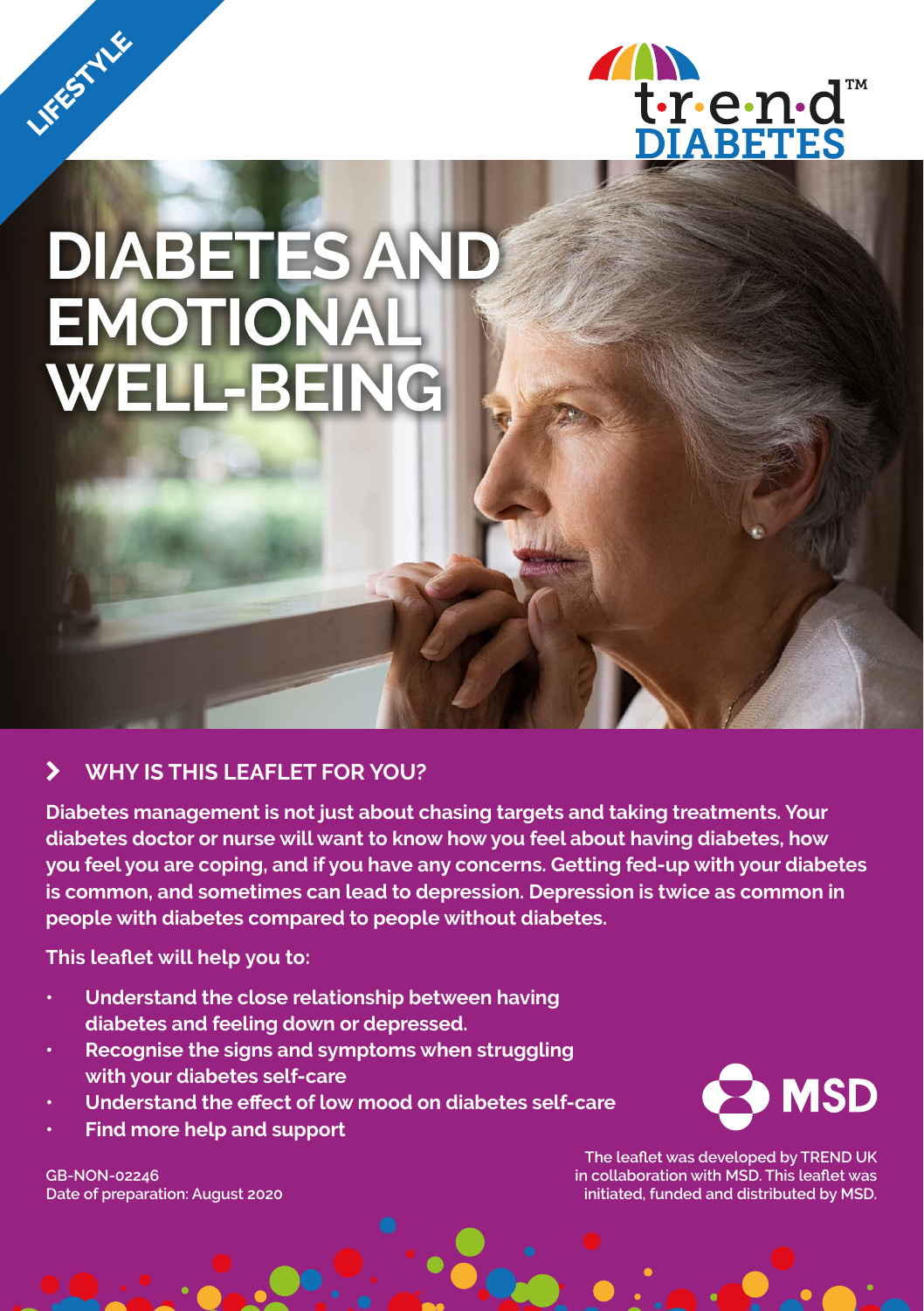LIFESTYLE

t·r·e·n·d™ DIABETES

# DIABETES AND EMOTIONAL WELL-BEING

## WHY IS THIS LEAFLET FOR YOU?

**Diabetes management is not just about chasing targets and taking treatments. Your diabetes doctor or nurse will want to know how you feel about having diabetes, how you feel you are coping, and if you have any concerns. Getting fed-up with your diabetes is common, and sometimes can lead to depression. Depression is twice as common in people with diabetes compared to people without diabetes.**

**This leaflet will help you to:**

- **Understand the close relationship between having diabetes and feeling down or depressed.**
- **Recognise the signs and symptoms when struggling with your diabetes self-care**
- **Understand the effect of low mood on diabetes self-care**
- **Find more help and support**

MSD

The leaflet was developed by TREND UK in collaboration with MSD. This leaflet was initiated, funded and distributed by MSD.

GB-NON-02246
Date of preparation: August 2020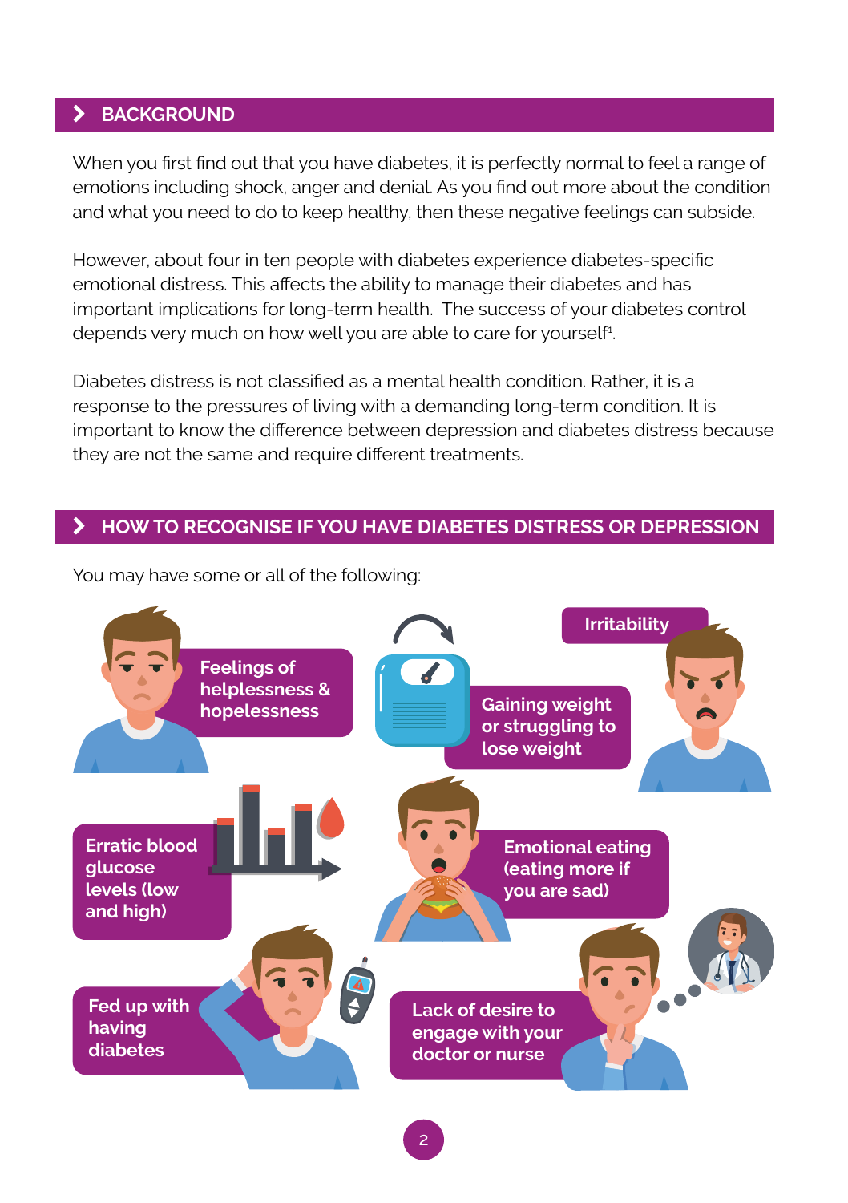## BACKGROUND

When you first find out that you have diabetes, it is perfectly normal to feel a range of emotions including shock, anger and denial. As you find out more about the condition and what you need to do to keep healthy, then these negative feelings can subside.

However, about four in ten people with diabetes experience diabetes-specific emotional distress. This affects the ability to manage their diabetes and has important implications for long-term health. The success of your diabetes control depends very much on how well you are able to care for yourself[1].

Diabetes distress is not classified as a mental health condition. Rather, it is a response to the pressures of living with a demanding long-term condition. It is important to know the difference between depression and diabetes distress because they are not the same and require different treatments.

## HOW TO RECOGNISE IF YOU HAVE DIABETES DISTRESS OR DEPRESSION

You may have some or all of the following:

- Feelings of helplessness & hopelessness
- Gaining weight or struggling to lose weight
- Irritability
- Erratic blood glucose levels (low and high)
- Emotional eating (eating more if you are sad)
- Fed up with having diabetes
- Lack of desire to engage with your doctor or nurse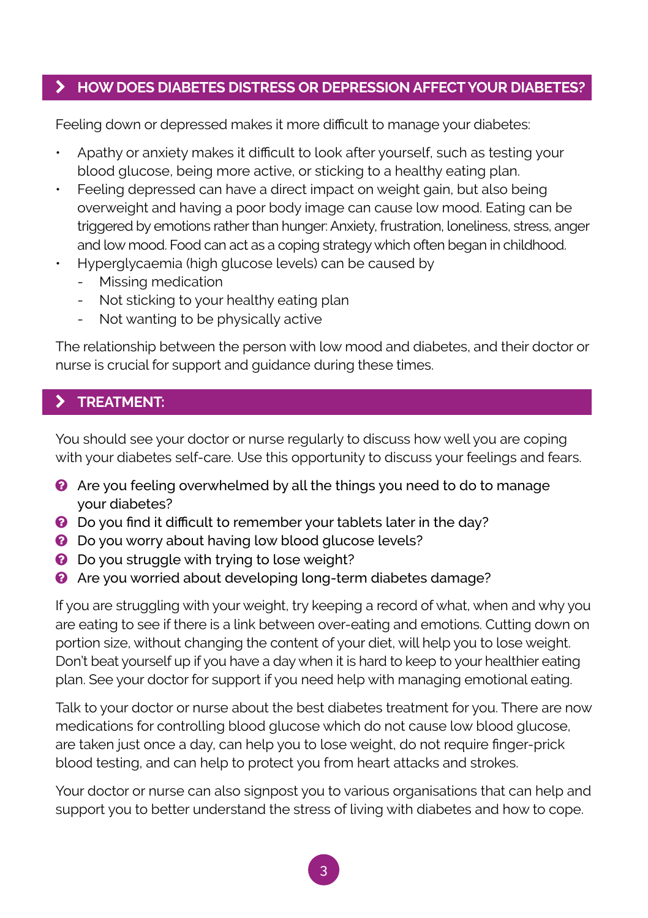## HOW DOES DIABETES DISTRESS OR DEPRESSION AFFECT YOUR DIABETES?

Feeling down or depressed makes it more difficult to manage your diabetes:

- Apathy or anxiety makes it difficult to look after yourself, such as testing your blood glucose, being more active, or sticking to a healthy eating plan.
- Feeling depressed can have a direct impact on weight gain, but also being overweight and having a poor body image can cause low mood. Eating can be triggered by emotions rather than hunger: Anxiety, frustration, loneliness, stress, anger and low mood. Food can act as a coping strategy which often began in childhood.
- Hyperglycaemia (high glucose levels) can be caused by
  - Missing medication
  - Not sticking to your healthy eating plan
  - Not wanting to be physically active

The relationship between the person with low mood and diabetes, and their doctor or nurse is crucial for support and guidance during these times.

## TREATMENT:

You should see your doctor or nurse regularly to discuss how well you are coping with your diabetes self-care. Use this opportunity to discuss your feelings and fears.

- Are you feeling overwhelmed by all the things you need to do to manage your diabetes?
- Do you find it difficult to remember your tablets later in the day?
- Do you worry about having low blood glucose levels?
- Do you struggle with trying to lose weight?
- Are you worried about developing long-term diabetes damage?

If you are struggling with your weight, try keeping a record of what, when and why you are eating to see if there is a link between over-eating and emotions. Cutting down on portion size, without changing the content of your diet, will help you to lose weight. Don't beat yourself up if you have a day when it is hard to keep to your healthier eating plan. See your doctor for support if you need help with managing emotional eating.

Talk to your doctor or nurse about the best diabetes treatment for you. There are now medications for controlling blood glucose which do not cause low blood glucose, are taken just once a day, can help you to lose weight, do not require finger-prick blood testing, and can help to protect you from heart attacks and strokes.

Your doctor or nurse can also signpost you to various organisations that can help and support you to better understand the stress of living with diabetes and how to cope.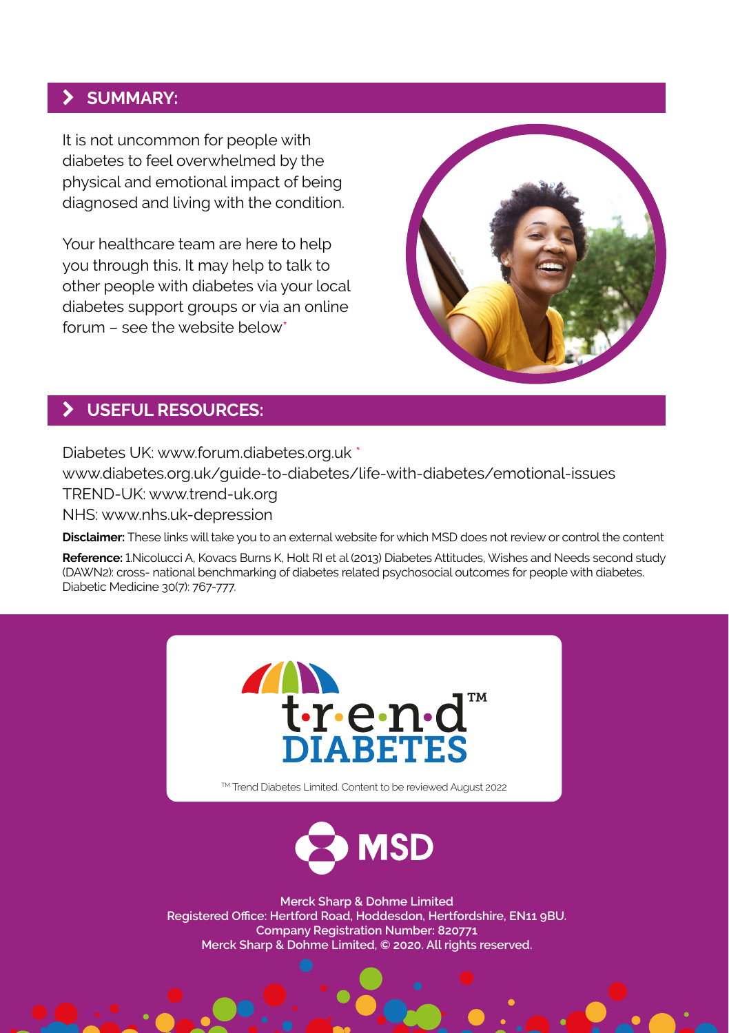## SUMMARY:

It is not uncommon for people with diabetes to feel overwhelmed by the physical and emotional impact of being diagnosed and living with the condition.

Your healthcare team are here to help you through this. It may help to talk to other people with diabetes via your local diabetes support groups or via an online forum – see the website below*

## USEFUL RESOURCES:

Diabetes UK: www.forum.diabetes.org.uk *
www.diabetes.org.uk/guide-to-diabetes/life-with-diabetes/emotional-issues
TREND-UK: www.trend-uk.org
NHS: www.nhs.uk-depression

**Disclaimer:** These links will take you to an external website for which MSD does not review or control the content

**Reference:** 1.Nicolucci A, Kovacs Burns K, Holt RI et al (2013) Diabetes Attitudes, Wishes and Needs second study (DAWN2): cross- national benchmarking of diabetes related psychosocial outcomes for people with diabetes. Diabetic Medicine 30(7): 767-777.

trend DIABETES™

™ Trend Diabetes Limited. Content to be reviewed August 2022

MSD

**Merck Sharp & Dohme Limited**
**Registered Office: Hertford Road, Hoddesdon, Hertfordshire, EN11 9BU.**
**Company Registration Number: 820771**
**Merck Sharp & Dohme Limited, © 2020. All rights reserved.**